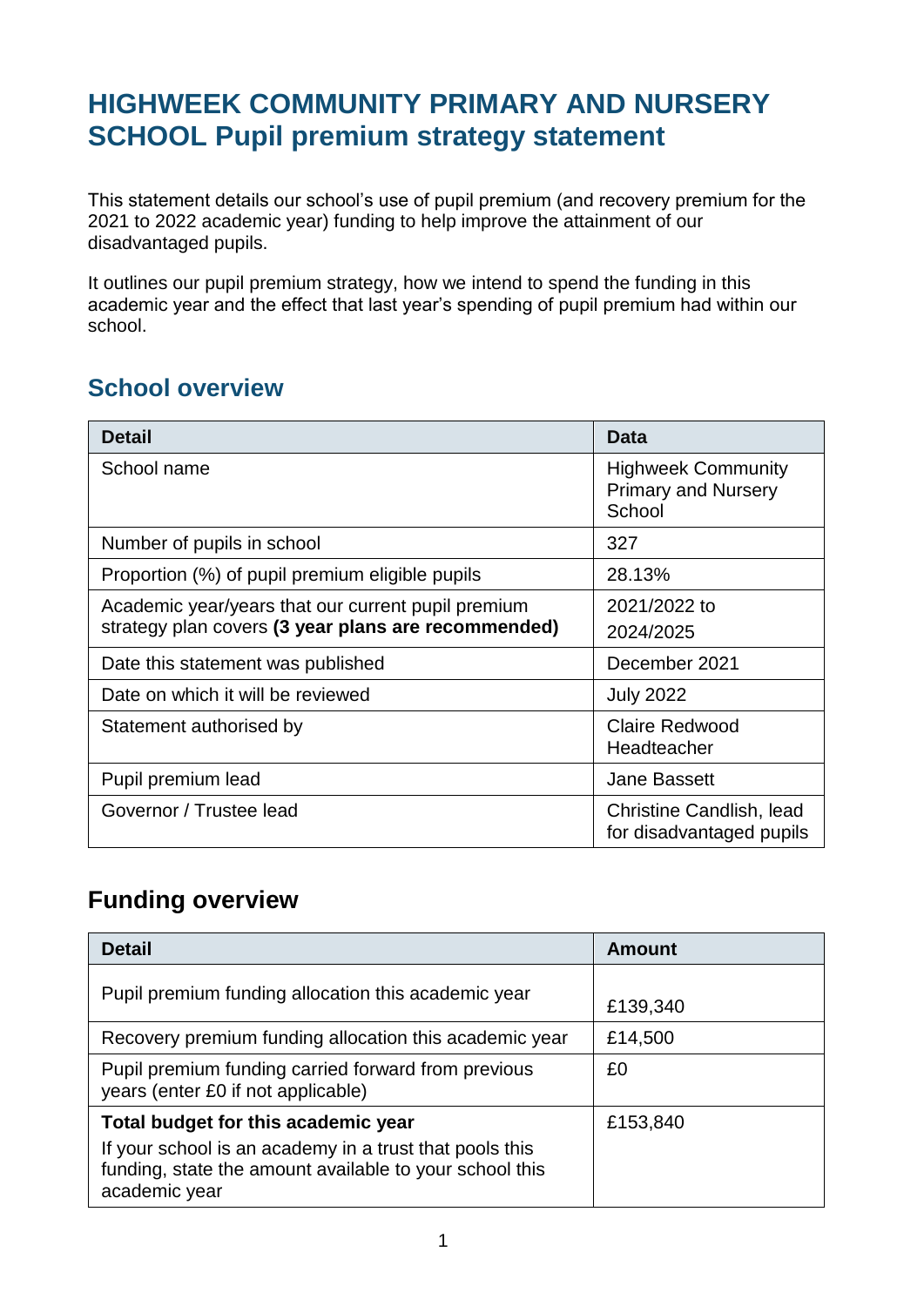# HIGHWEEK COMMUNITY PRIMARY AND NURSERY SCHOOL Pupil premium strategy statement

This statement details our school's use of pupil premium (and recovery premium for the 2021 to 2022 academic year) funding to help improve the attainment of our disadvantaged pupils.

It outlines our pupil premium strategy, how we intend to spend the funding in this academic year and the effect that last year's spending of pupil premium had within our school.

## School overview

| Detail | Data |
|---|---|
| School name | Highweek Community Primary and Nursery School |
| Number of pupils in school | 327 |
| Proportion (%) of pupil premium eligible pupils | 28.13% |
| Academic year/years that our current pupil premium strategy plan covers **(3 year plans are recommended)** | 2021/2022 to 2024/2025 |
| Date this statement was published | December 2021 |
| Date on which it will be reviewed | July 2022 |
| Statement authorised by | Claire Redwood Headteacher |
| Pupil premium lead | Jane Bassett |
| Governor / Trustee lead | Christine Candlish, lead for disadvantaged pupils |

## Funding overview

| Detail | Amount |
|---|---|
| Pupil premium funding allocation this academic year | £139,340 |
| Recovery premium funding allocation this academic year | £14,500 |
| Pupil premium funding carried forward from previous years (enter £0 if not applicable) | £0 |
| **Total budget for this academic year** If your school is an academy in a trust that pools this funding, state the amount available to your school this academic year | £153,840 |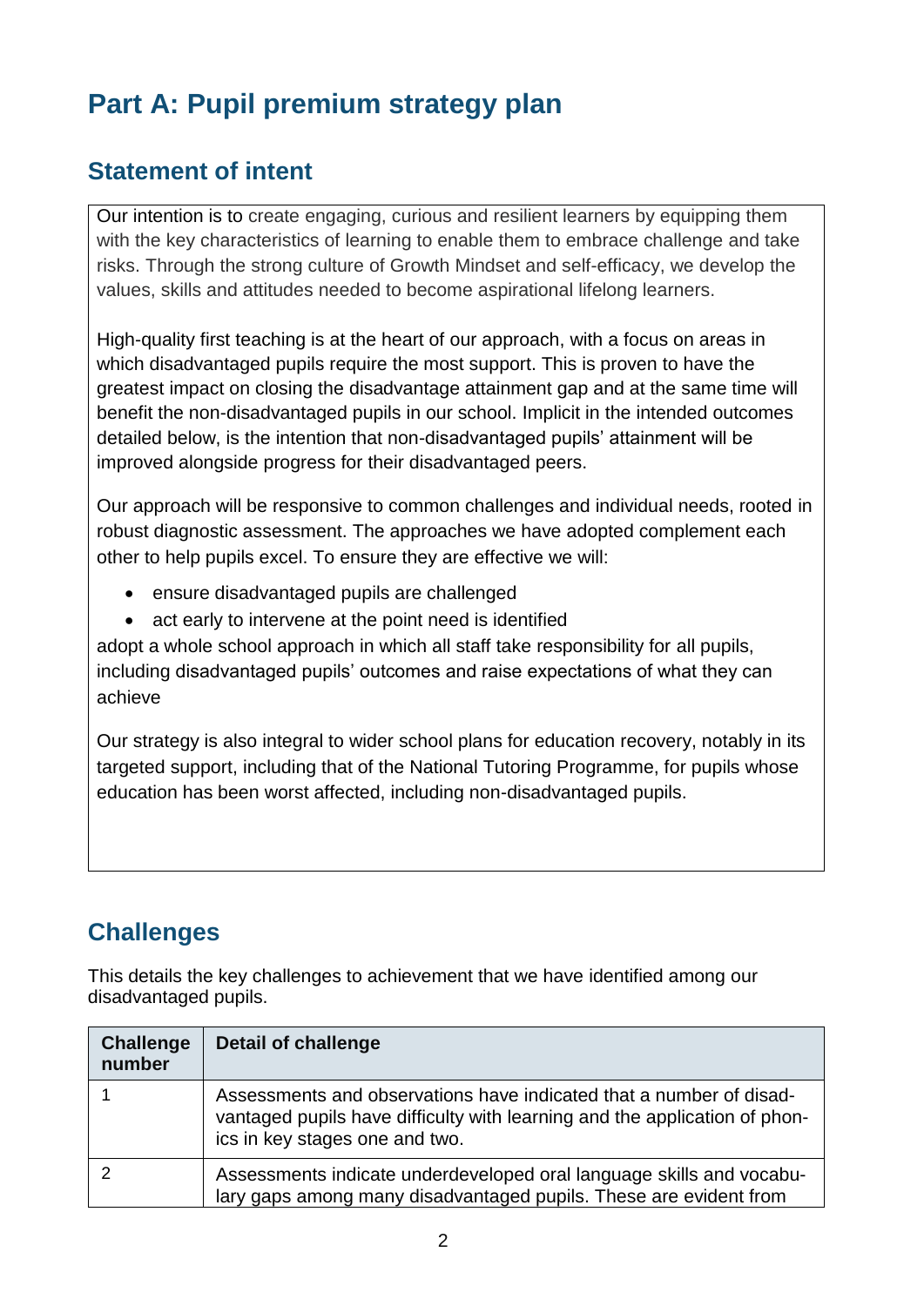# Part A: Pupil premium strategy plan

## Statement of intent

Our intention is to create engaging, curious and resilient learners by equipping them with the key characteristics of learning to enable them to embrace challenge and take risks. Through the strong culture of Growth Mindset and self-efficacy, we develop the values, skills and attitudes needed to become aspirational lifelong learners.

High-quality first teaching is at the heart of our approach, with a focus on areas in which disadvantaged pupils require the most support. This is proven to have the greatest impact on closing the disadvantage attainment gap and at the same time will benefit the non-disadvantaged pupils in our school. Implicit in the intended outcomes detailed below, is the intention that non-disadvantaged pupils' attainment will be improved alongside progress for their disadvantaged peers.

Our approach will be responsive to common challenges and individual needs, rooted in robust diagnostic assessment. The approaches we have adopted complement each other to help pupils excel. To ensure they are effective we will:

- ensure disadvantaged pupils are challenged
- act early to intervene at the point need is identified

adopt a whole school approach in which all staff take responsibility for all pupils, including disadvantaged pupils' outcomes and raise expectations of what they can achieve

Our strategy is also integral to wider school plans for education recovery, notably in its targeted support, including that of the National Tutoring Programme, for pupils whose education has been worst affected, including non-disadvantaged pupils.

## Challenges

This details the key challenges to achievement that we have identified among our disadvantaged pupils.

| Challenge number | Detail of challenge |
|---|---|
| 1 | Assessments and observations have indicated that a number of disadvantaged pupils have difficulty with learning and the application of phonics in key stages one and two. |
| 2 | Assessments indicate underdeveloped oral language skills and vocabulary gaps among many disadvantaged pupils. These are evident from |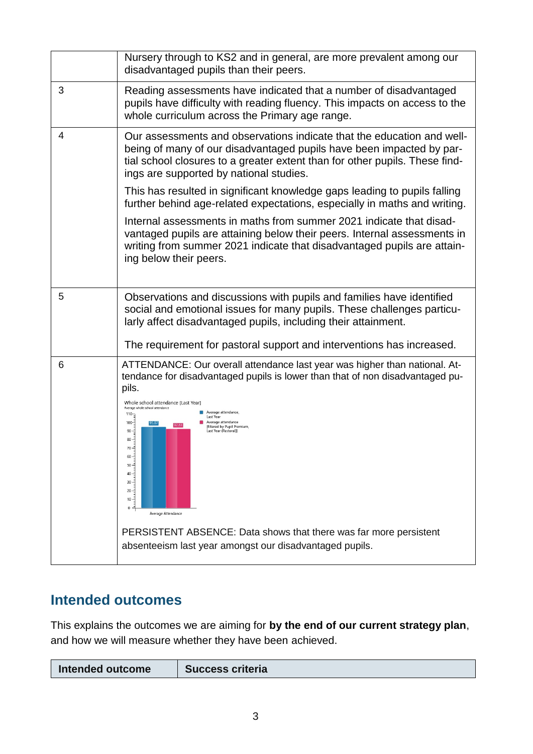| | |
|---|---|
| | Nursery through to KS2 and in general, are more prevalent among our disadvantaged pupils than their peers. |
| 3 | Reading assessments have indicated that a number of disadvantaged pupils have difficulty with reading fluency. This impacts on access to the whole curriculum across the Primary age range. |
| 4 | Our assessments and observations indicate that the education and wellbeing of many of our disadvantaged pupils have been impacted by partial school closures to a greater extent than for other pupils. These findings are supported by national studies.<br><br>This has resulted in significant knowledge gaps leading to pupils falling further behind age-related expectations, especially in maths and writing.<br><br>Internal assessments in maths from summer 2021 indicate that disadvantaged pupils are attaining below their peers. Internal assessments in writing from summer 2021 indicate that disadvantaged pupils are attaining below their peers. |
| 5 | Observations and discussions with pupils and families have identified social and emotional issues for many pupils. These challenges particularly affect disadvantaged pupils, including their attainment.<br><br>The requirement for pastoral support and interventions has increased. |
| 6 | ATTENDANCE: Our overall attendance last year was higher than national. Attendance for disadvantaged pupils is lower than that of non disadvantaged pupils.<br><br>Whole school attendance [Last Year] — Average whole school attendance: Average attendance, Last Year: 95.07; Average attendance [Filtered by Pupil Premium, Last Year (Pastoral)]: 92.63<br><br>PERSISTENT ABSENCE: Data shows that there was far more persistent absenteeism last year amongst our disadvantaged pupils. |

## Intended outcomes

This explains the outcomes we are aiming for **by the end of our current strategy plan**, and how we will measure whether they have been achieved.

| Intended outcome | Success criteria |
|---|---|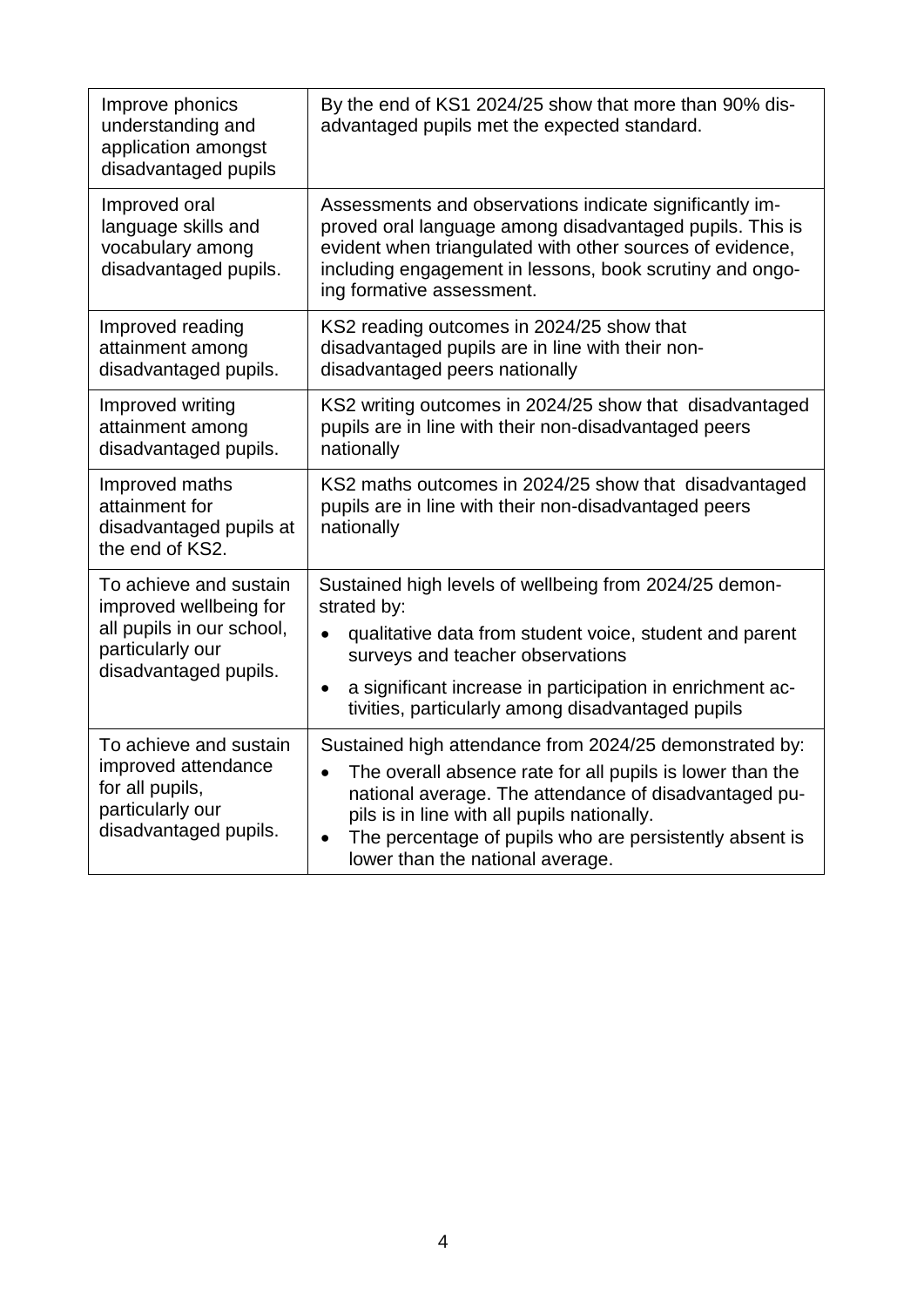| | |
|---|---|
| Improve phonics understanding and application amongst disadvantaged pupils | By the end of KS1 2024/25 show that more than 90% disadvantaged pupils met the expected standard. |
| Improved oral language skills and vocabulary among disadvantaged pupils. | Assessments and observations indicate significantly improved oral language among disadvantaged pupils. This is evident when triangulated with other sources of evidence, including engagement in lessons, book scrutiny and ongoing formative assessment. |
| Improved reading attainment among disadvantaged pupils. | KS2 reading outcomes in 2024/25 show that disadvantaged pupils are in line with their non-disadvantaged peers nationally |
| Improved writing attainment among disadvantaged pupils. | KS2 writing outcomes in 2024/25 show that disadvantaged pupils are in line with their non-disadvantaged peers nationally |
| Improved maths attainment for disadvantaged pupils at the end of KS2. | KS2 maths outcomes in 2024/25 show that disadvantaged pupils are in line with their non-disadvantaged peers nationally |
| To achieve and sustain improved wellbeing for all pupils in our school, particularly our disadvantaged pupils. | Sustained high levels of wellbeing from 2024/25 demonstrated by: <br>• qualitative data from student voice, student and parent surveys and teacher observations <br>• a significant increase in participation in enrichment activities, particularly among disadvantaged pupils |
| To achieve and sustain improved attendance for all pupils, particularly our disadvantaged pupils. | Sustained high attendance from 2024/25 demonstrated by: <br>• The overall absence rate for all pupils is lower than the national average. The attendance of disadvantaged pupils is in line with all pupils nationally. <br>• The percentage of pupils who are persistently absent is lower than the national average. |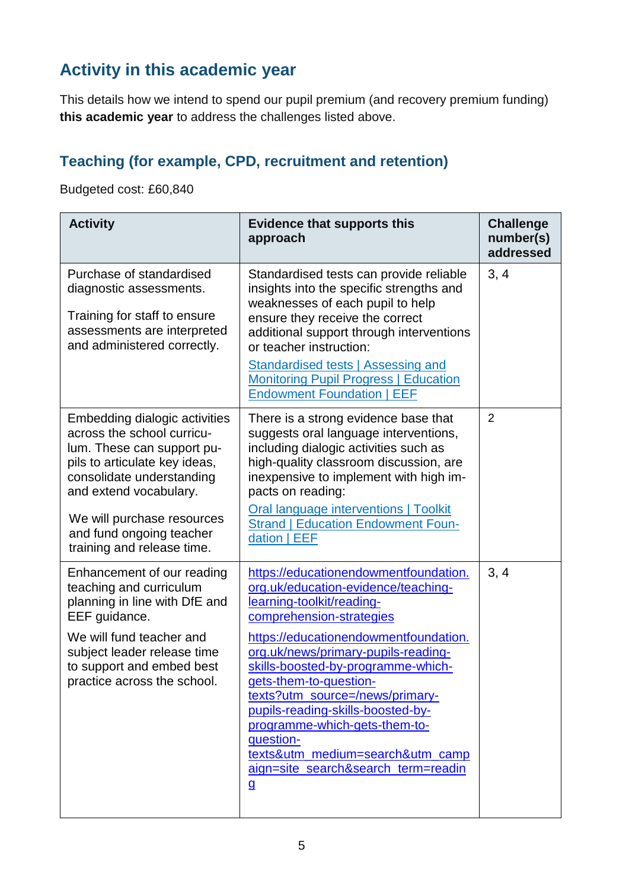## Activity in this academic year

This details how we intend to spend our pupil premium (and recovery premium funding) **this academic year** to address the challenges listed above.

### Teaching (for example, CPD, recruitment and retention)

Budgeted cost: £60,840

| Activity | Evidence that supports this approach | Challenge number(s) addressed |
|---|---|---|
| Purchase of standardised diagnostic assessments.<br><br>Training for staff to ensure assessments are interpreted and administered correctly. | Standardised tests can provide reliable insights into the specific strengths and weaknesses of each pupil to help ensure they receive the correct additional support through interventions or teacher instruction:<br><br>Standardised tests \| Assessing and Monitoring Pupil Progress \| Education Endowment Foundation \| EEF | 3, 4 |
| Embedding dialogic activities across the school curriculum. These can support pupils to articulate key ideas, consolidate understanding and extend vocabulary.<br><br>We will purchase resources and fund ongoing teacher training and release time. | There is a strong evidence base that suggests oral language interventions, including dialogic activities such as high-quality classroom discussion, are inexpensive to implement with high impacts on reading:<br><br>Oral language interventions \| Toolkit Strand \| Education Endowment Foundation \| EEF | 2 |
| Enhancement of our reading teaching and curriculum planning in line with DfE and EEF guidance.<br><br>We will fund teacher and subject leader release time to support and embed best practice across the school. | https://educationendowmentfoundation.org.uk/education-evidence/teaching-learning-toolkit/reading-comprehension-strategies<br><br>https://educationendowmentfoundation.org.uk/news/primary-pupils-reading-skills-boosted-by-programme-which-gets-them-to-question-texts?utm_source=/news/primary-pupils-reading-skills-boosted-by-programme-which-gets-them-to-question-texts&utm_medium=search&utm_campaign=site_search&search_term=reading | 3, 4 |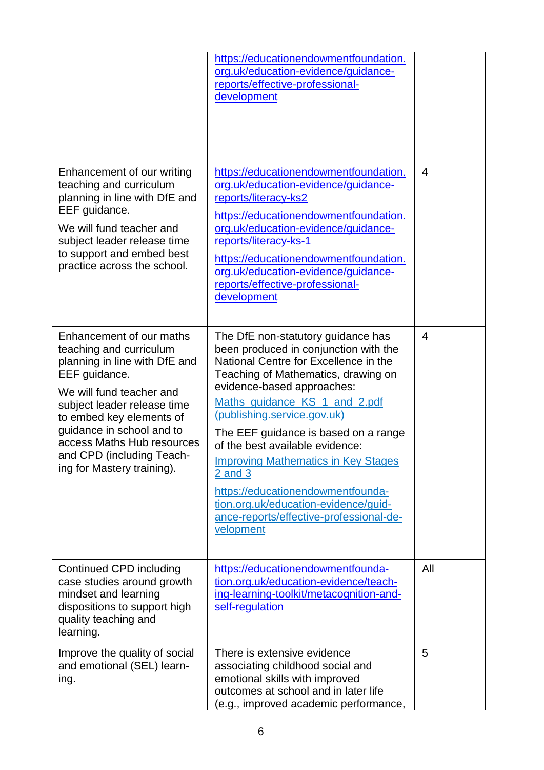| | | |
|---|---|---|
| | https://educationendowmentfoundation.org.uk/education-evidence/guidance-reports/effective-professional-development | |
| Enhancement of our writing teaching and curriculum planning in line with DfE and EEF guidance.<br><br>We will fund teacher and subject leader release time to support and embed best practice across the school. | https://educationendowmentfoundation.org.uk/education-evidence/guidance-reports/literacy-ks2<br><br>https://educationendowmentfoundation.org.uk/education-evidence/guidance-reports/literacy-ks-1<br><br>https://educationendowmentfoundation.org.uk/education-evidence/guidance-reports/effective-professional-development | 4 |
| Enhancement of our maths teaching and curriculum planning in line with DfE and EEF guidance.<br><br>We will fund teacher and subject leader release time to embed key elements of guidance in school and to access Maths Hub resources and CPD (including Teaching for Mastery training). | The DfE non-statutory guidance has been produced in conjunction with the National Centre for Excellence in the Teaching of Mathematics, drawing on evidence-based approaches:<br><br>Maths_guidance_KS_1_and_2.pdf (publishing.service.gov.uk)<br><br>The EEF guidance is based on a range of the best available evidence:<br><br>Improving Mathematics in Key Stages 2 and 3<br><br>https://educationendowmentfoundation.org.uk/education-evidence/guidance-reports/effective-professional-development | 4 |
| Continued CPD including case studies around growth mindset and learning dispositions to support high quality teaching and learning. | https://educationendowmentfoundation.org.uk/education-evidence/teaching-learning-toolkit/metacognition-and-self-regulation | All |
| Improve the quality of social and emotional (SEL) learning. | There is extensive evidence associating childhood social and emotional skills with improved outcomes at school and in later life (e.g., improved academic performance, | 5 |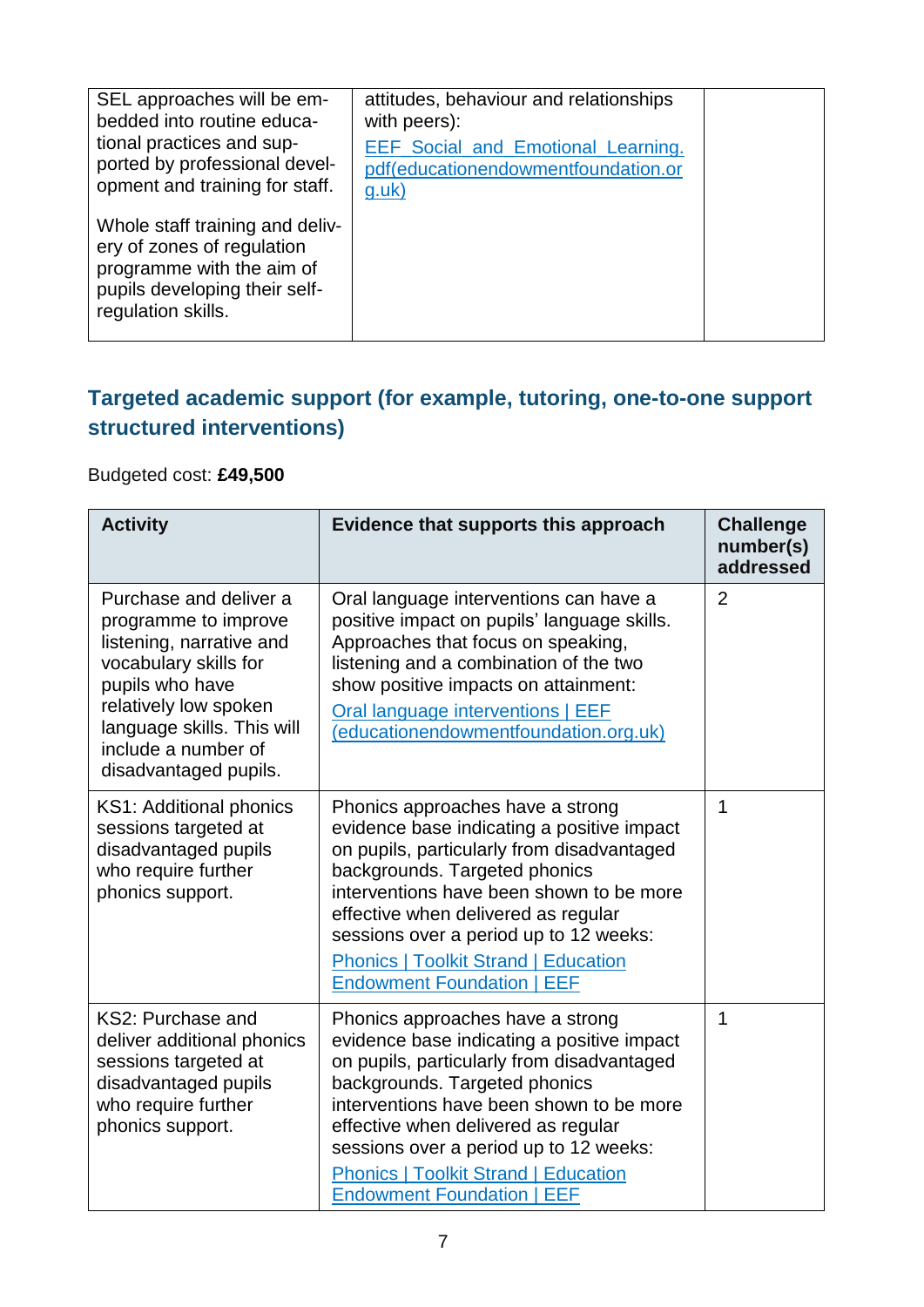| | | |
|---|---|---|
| SEL approaches will be embedded into routine educational practices and supported by professional development and training for staff.<br><br>Whole staff training and delivery of zones of regulation programme with the aim of pupils developing their self-regulation skills. | attitudes, behaviour and relationships with peers):<br>[EEF_Social_and_Emotional_Learning.pdf(educationendowmentfoundation.org.uk)](EEF_Social_and_Emotional_Learning.pdf(educationendowmentfoundation.org.uk)) | |

## Targeted academic support (for example, tutoring, one-to-one support structured interventions)

Budgeted cost: **£49,500**

| Activity | Evidence that supports this approach | Challenge number(s) addressed |
|---|---|---|
| Purchase and deliver a programme to improve listening, narrative and vocabulary skills for pupils who have relatively low spoken language skills. This will include a number of disadvantaged pupils. | Oral language interventions can have a positive impact on pupils' language skills. Approaches that focus on speaking, listening and a combination of the two show positive impacts on attainment:<br>Oral language interventions \| EEF (educationendowmentfoundation.org.uk) | 2 |
| KS1: Additional phonics sessions targeted at disadvantaged pupils who require further phonics support. | Phonics approaches have a strong evidence base indicating a positive impact on pupils, particularly from disadvantaged backgrounds. Targeted phonics interventions have been shown to be more effective when delivered as regular sessions over a period up to 12 weeks:<br>Phonics \| Toolkit Strand \| Education Endowment Foundation \| EEF | 1 |
| KS2: Purchase and deliver additional phonics sessions targeted at disadvantaged pupils who require further phonics support. | Phonics approaches have a strong evidence base indicating a positive impact on pupils, particularly from disadvantaged backgrounds. Targeted phonics interventions have been shown to be more effective when delivered as regular sessions over a period up to 12 weeks:<br>Phonics \| Toolkit Strand \| Education Endowment Foundation \| EEF | 1 |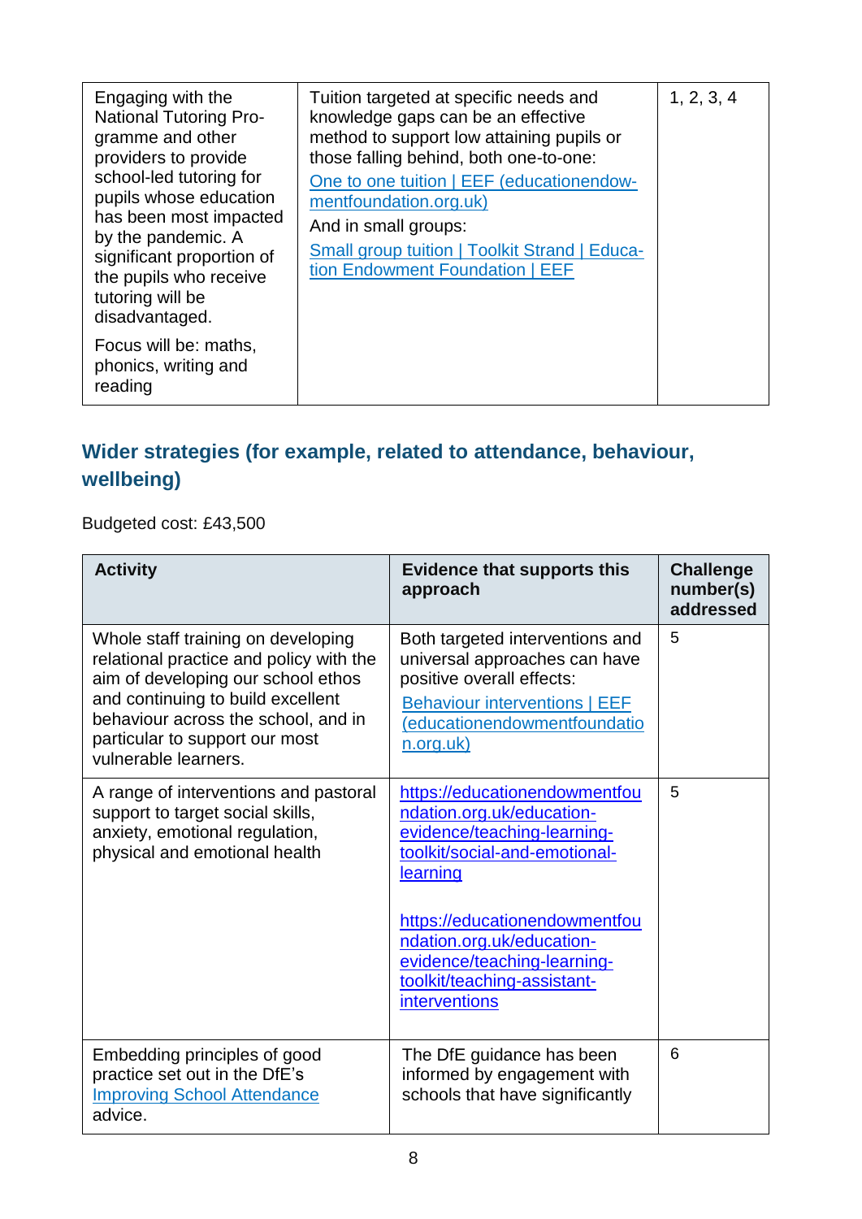| | | |
|---|---|---|
| Engaging with the National Tutoring Programme and other providers to provide school-led tutoring for pupils whose education has been most impacted by the pandemic. A significant proportion of the pupils who receive tutoring will be disadvantaged.<br><br>Focus will be: maths, phonics, writing and reading | Tuition targeted at specific needs and knowledge gaps can be an effective method to support low attaining pupils or those falling behind, both one-to-one:<br>[One to one tuition \| EEF (educationendowmentfoundation.org.uk)]<br>And in small groups:<br>[Small group tuition \| Toolkit Strand \| Education Endowment Foundation \| EEF] | 1, 2, 3, 4 |

## Wider strategies (for example, related to attendance, behaviour, wellbeing)

Budgeted cost: £43,500

| Activity | Evidence that supports this approach | Challenge number(s) addressed |
|---|---|---|
| Whole staff training on developing relational practice and policy with the aim of developing our school ethos and continuing to build excellent behaviour across the school, and in particular to support our most vulnerable learners. | Both targeted interventions and universal approaches can have positive overall effects:<br>[Behaviour interventions \| EEF (educationendowmentfoundation.org.uk)] | 5 |
| A range of interventions and pastoral support to target social skills, anxiety, emotional regulation, physical and emotional health | https://educationendowmentfoundation.org.uk/education-evidence/teaching-learning-toolkit/social-and-emotional-learning<br><br>https://educationendowmentfoundation.org.uk/education-evidence/teaching-learning-toolkit/teaching-assistant-interventions | 5 |
| Embedding principles of good practice set out in the DfE's [Improving School Attendance] advice. | The DfE guidance has been informed by engagement with schools that have significantly | 6 |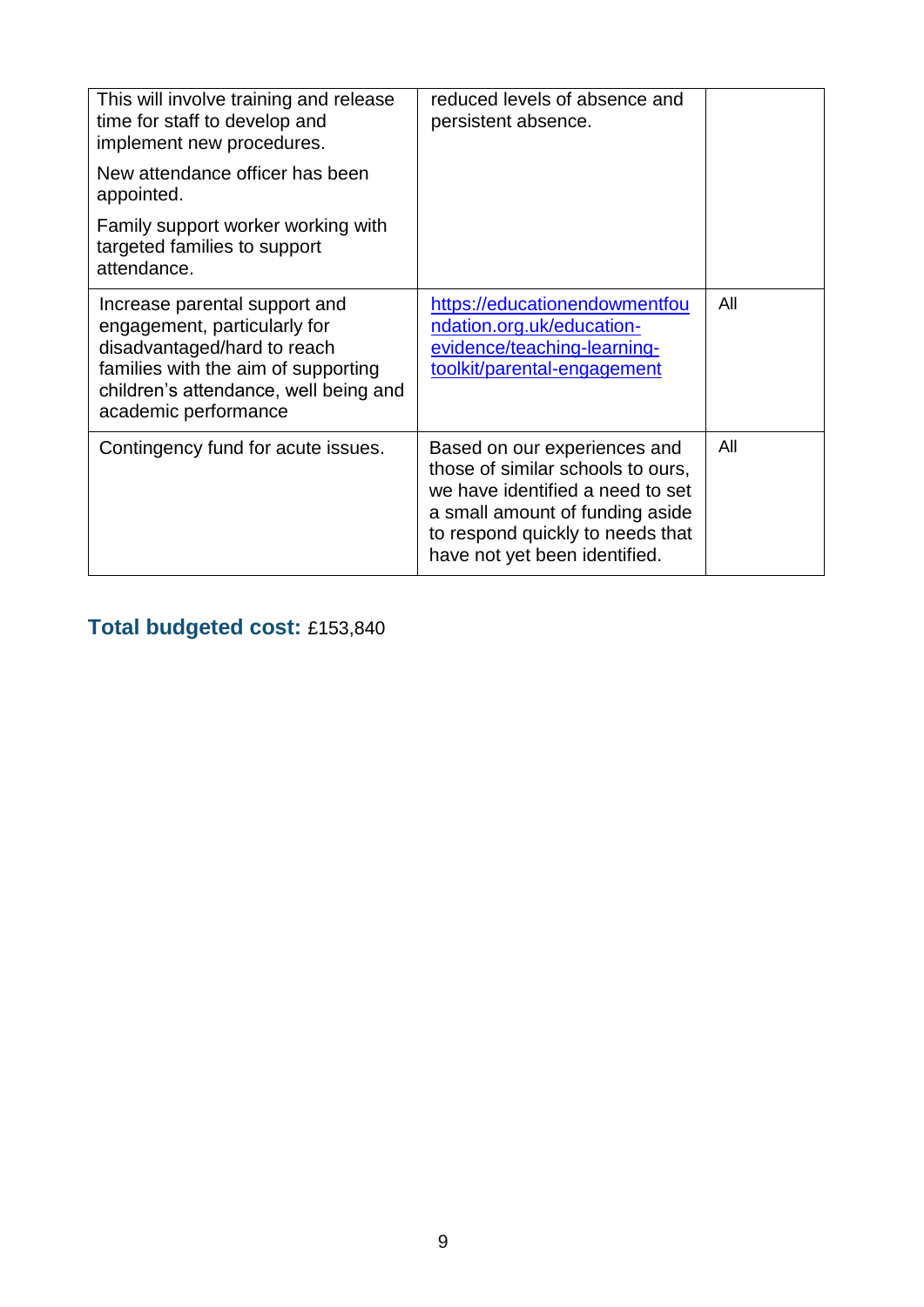| | | |
|---|---|---|
| This will involve training and release time for staff to develop and implement new procedures.<br><br>New attendance officer has been appointed.<br><br>Family support worker working with targeted families to support attendance. | reduced levels of absence and persistent absence. | |
| Increase parental support and engagement, particularly for disadvantaged/hard to reach families with the aim of supporting children's attendance, well being and academic performance | [https://educationendowmentfoundation.org.uk/education-evidence/teaching-learning-toolkit/parental-engagement](https://educationendowmentfoundation.org.uk/education-evidence/teaching-learning-toolkit/parental-engagement) | All |
| Contingency fund for acute issues. | Based on our experiences and those of similar schools to ours, we have identified a need to set a small amount of funding aside to respond quickly to needs that have not yet been identified. | All |

**Total budgeted cost:** £153,840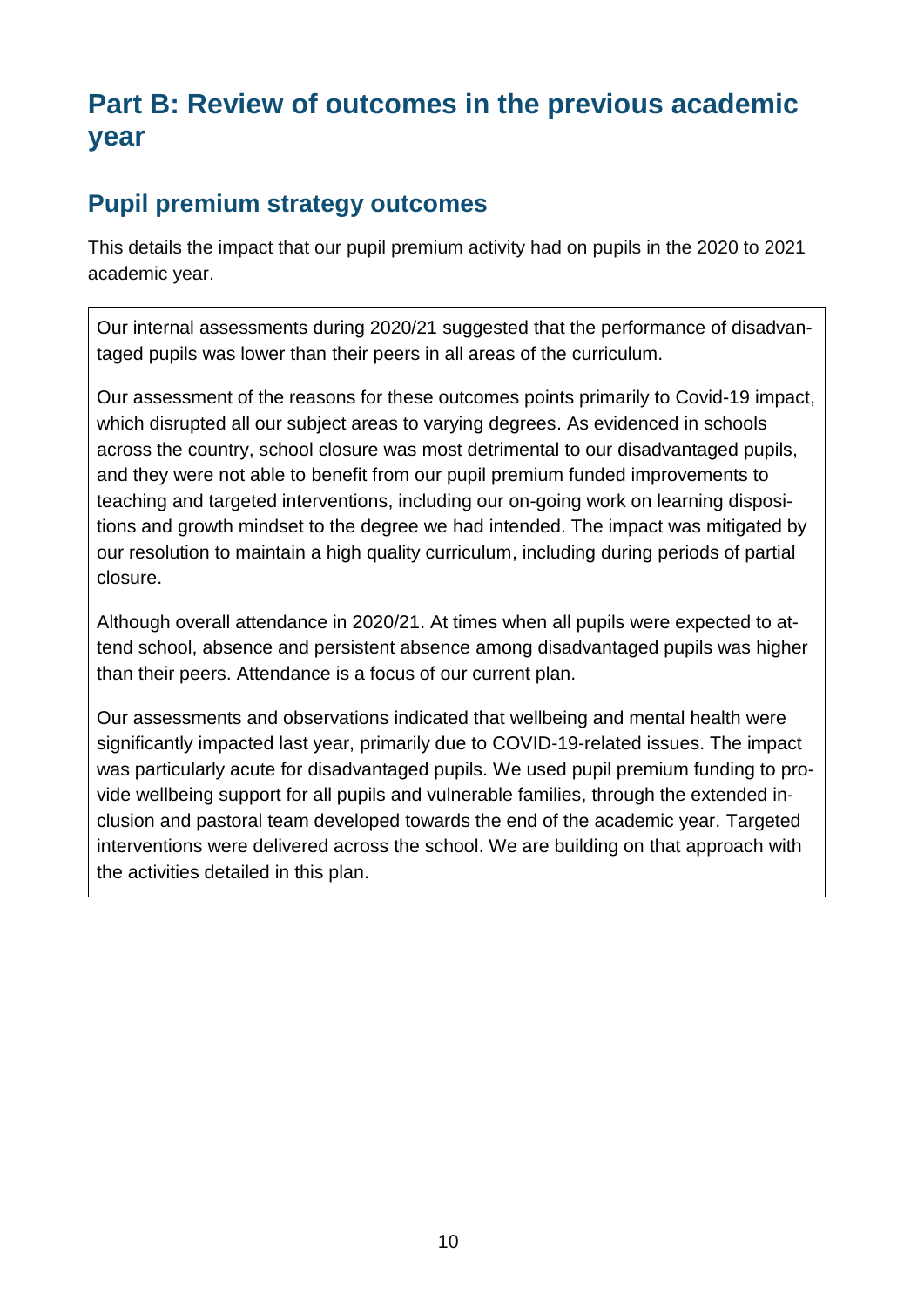# Part B: Review of outcomes in the previous academic year

## Pupil premium strategy outcomes

This details the impact that our pupil premium activity had on pupils in the 2020 to 2021 academic year.

Our internal assessments during 2020/21 suggested that the performance of disadvantaged pupils was lower than their peers in all areas of the curriculum.

Our assessment of the reasons for these outcomes points primarily to Covid-19 impact, which disrupted all our subject areas to varying degrees. As evidenced in schools across the country, school closure was most detrimental to our disadvantaged pupils, and they were not able to benefit from our pupil premium funded improvements to teaching and targeted interventions, including our on-going work on learning dispositions and growth mindset to the degree we had intended. The impact was mitigated by our resolution to maintain a high quality curriculum, including during periods of partial closure.

Although overall attendance in 2020/21. At times when all pupils were expected to attend school, absence and persistent absence among disadvantaged pupils was higher than their peers. Attendance is a focus of our current plan.

Our assessments and observations indicated that wellbeing and mental health were significantly impacted last year, primarily due to COVID-19-related issues. The impact was particularly acute for disadvantaged pupils. We used pupil premium funding to provide wellbeing support for all pupils and vulnerable families, through the extended inclusion and pastoral team developed towards the end of the academic year. Targeted interventions were delivered across the school. We are building on that approach with the activities detailed in this plan.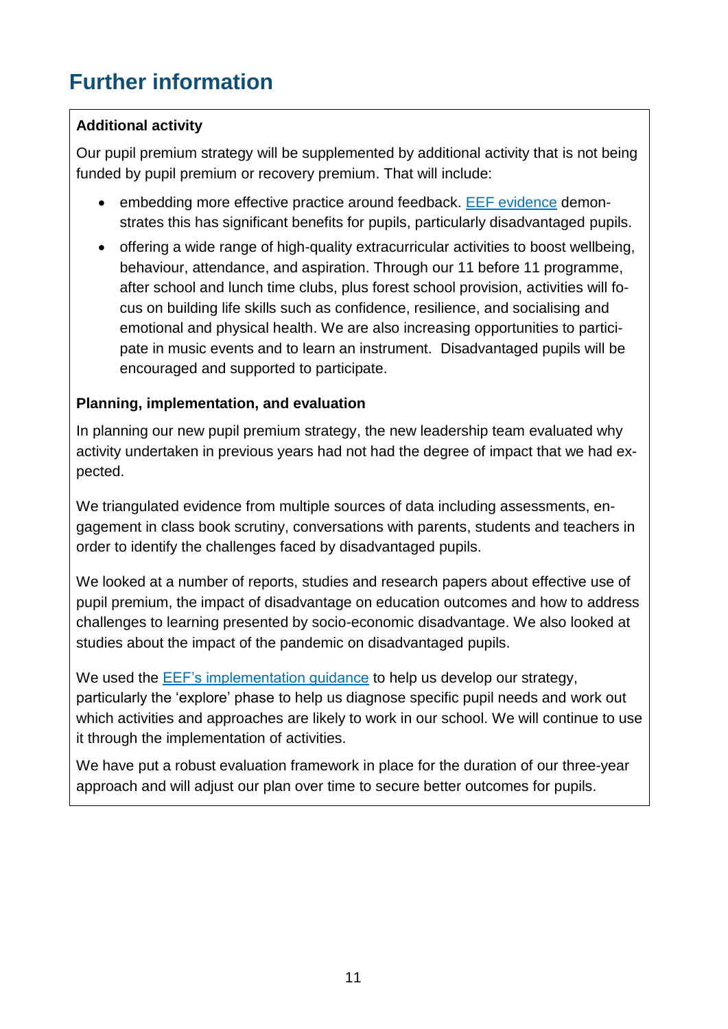# Further information

**Additional activity**

Our pupil premium strategy will be supplemented by additional activity that is not being funded by pupil premium or recovery premium. That will include:

- embedding more effective practice around feedback. [EEF evidence] demonstrates this has significant benefits for pupils, particularly disadvantaged pupils.
- offering a wide range of high-quality extracurricular activities to boost wellbeing, behaviour, attendance, and aspiration. Through our 11 before 11 programme, after school and lunch time clubs, plus forest school provision, activities will focus on building life skills such as confidence, resilience, and socialising and emotional and physical health. We are also increasing opportunities to participate in music events and to learn an instrument. Disadvantaged pupils will be encouraged and supported to participate.

**Planning, implementation, and evaluation**

In planning our new pupil premium strategy, the new leadership team evaluated why activity undertaken in previous years had not had the degree of impact that we had expected.

We triangulated evidence from multiple sources of data including assessments, engagement in class book scrutiny, conversations with parents, students and teachers in order to identify the challenges faced by disadvantaged pupils.

We looked at a number of reports, studies and research papers about effective use of pupil premium, the impact of disadvantage on education outcomes and how to address challenges to learning presented by socio-economic disadvantage. We also looked at studies about the impact of the pandemic on disadvantaged pupils.

We used the [EEF's implementation guidance] to help us develop our strategy, particularly the 'explore' phase to help us diagnose specific pupil needs and work out which activities and approaches are likely to work in our school. We will continue to use it through the implementation of activities.

We have put a robust evaluation framework in place for the duration of our three-year approach and will adjust our plan over time to secure better outcomes for pupils.